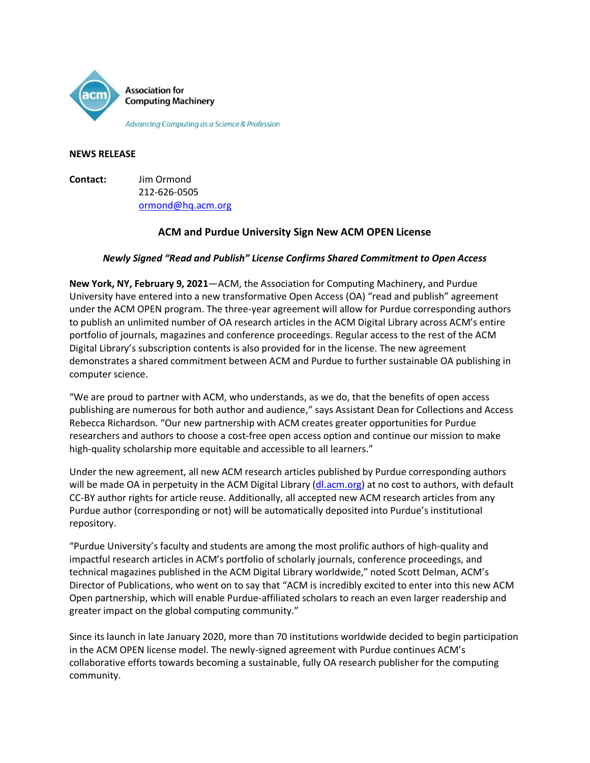Association for Computing Machinery

*Advancing Computing as a Science & Profession*

**NEWS RELEASE**

**Contact:** Jim Ormond
212-626-0505
ormond@hq.acm.org

## ACM and Purdue University Sign New ACM OPEN License

### *Newly Signed "Read and Publish" License Confirms Shared Commitment to Open Access*

**New York, NY, February 9, 2021**—ACM, the Association for Computing Machinery, and Purdue University have entered into a new transformative Open Access (OA) "read and publish" agreement under the ACM OPEN program. The three-year agreement will allow for Purdue corresponding authors to publish an unlimited number of OA research articles in the ACM Digital Library across ACM's entire portfolio of journals, magazines and conference proceedings. Regular access to the rest of the ACM Digital Library's subscription contents is also provided for in the license. The new agreement demonstrates a shared commitment between ACM and Purdue to further sustainable OA publishing in computer science.

"We are proud to partner with ACM, who understands, as we do, that the benefits of open access publishing are numerous for both author and audience," says Assistant Dean for Collections and Access Rebecca Richardson. "Our new partnership with ACM creates greater opportunities for Purdue researchers and authors to choose a cost-free open access option and continue our mission to make high-quality scholarship more equitable and accessible to all learners."

Under the new agreement, all new ACM research articles published by Purdue corresponding authors will be made OA in perpetuity in the ACM Digital Library (dl.acm.org) at no cost to authors, with default CC-BY author rights for article reuse. Additionally, all accepted new ACM research articles from any Purdue author (corresponding or not) will be automatically deposited into Purdue's institutional repository.

"Purdue University's faculty and students are among the most prolific authors of high-quality and impactful research articles in ACM's portfolio of scholarly journals, conference proceedings, and technical magazines published in the ACM Digital Library worldwide," noted Scott Delman, ACM's Director of Publications, who went on to say that "ACM is incredibly excited to enter into this new ACM Open partnership, which will enable Purdue-affiliated scholars to reach an even larger readership and greater impact on the global computing community."

Since its launch in late January 2020, more than 70 institutions worldwide decided to begin participation in the ACM OPEN license model. The newly-signed agreement with Purdue continues ACM's collaborative efforts towards becoming a sustainable, fully OA research publisher for the computing community.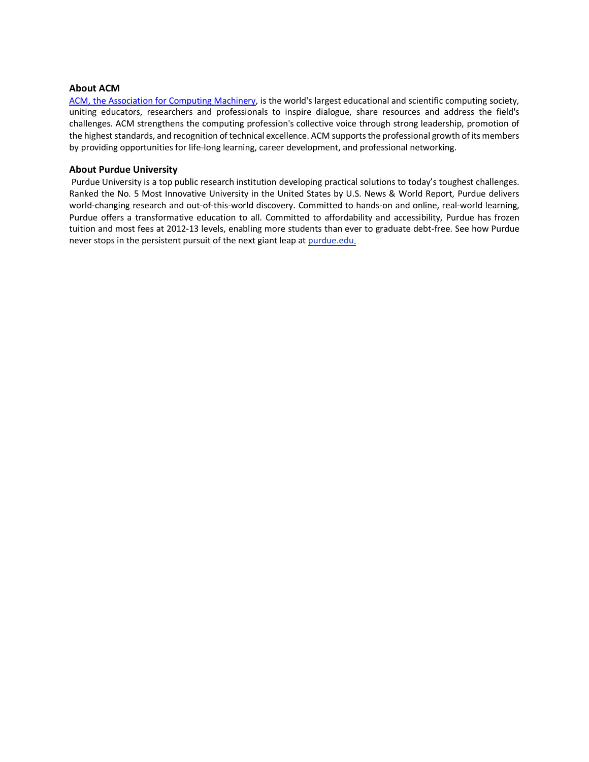## About ACM

ACM, the Association for Computing Machinery, is the world's largest educational and scientific computing society, uniting educators, researchers and professionals to inspire dialogue, share resources and address the field's challenges. ACM strengthens the computing profession's collective voice through strong leadership, promotion of the highest standards, and recognition of technical excellence. ACM supports the professional growth of its members by providing opportunities for life-long learning, career development, and professional networking.

## About Purdue University

Purdue University is a top public research institution developing practical solutions to today's toughest challenges. Ranked the No. 5 Most Innovative University in the United States by U.S. News & World Report, Purdue delivers world-changing research and out-of-this-world discovery. Committed to hands-on and online, real-world learning, Purdue offers a transformative education to all. Committed to affordability and accessibility, Purdue has frozen tuition and most fees at 2012-13 levels, enabling more students than ever to graduate debt-free. See how Purdue never stops in the persistent pursuit of the next giant leap at purdue.edu.